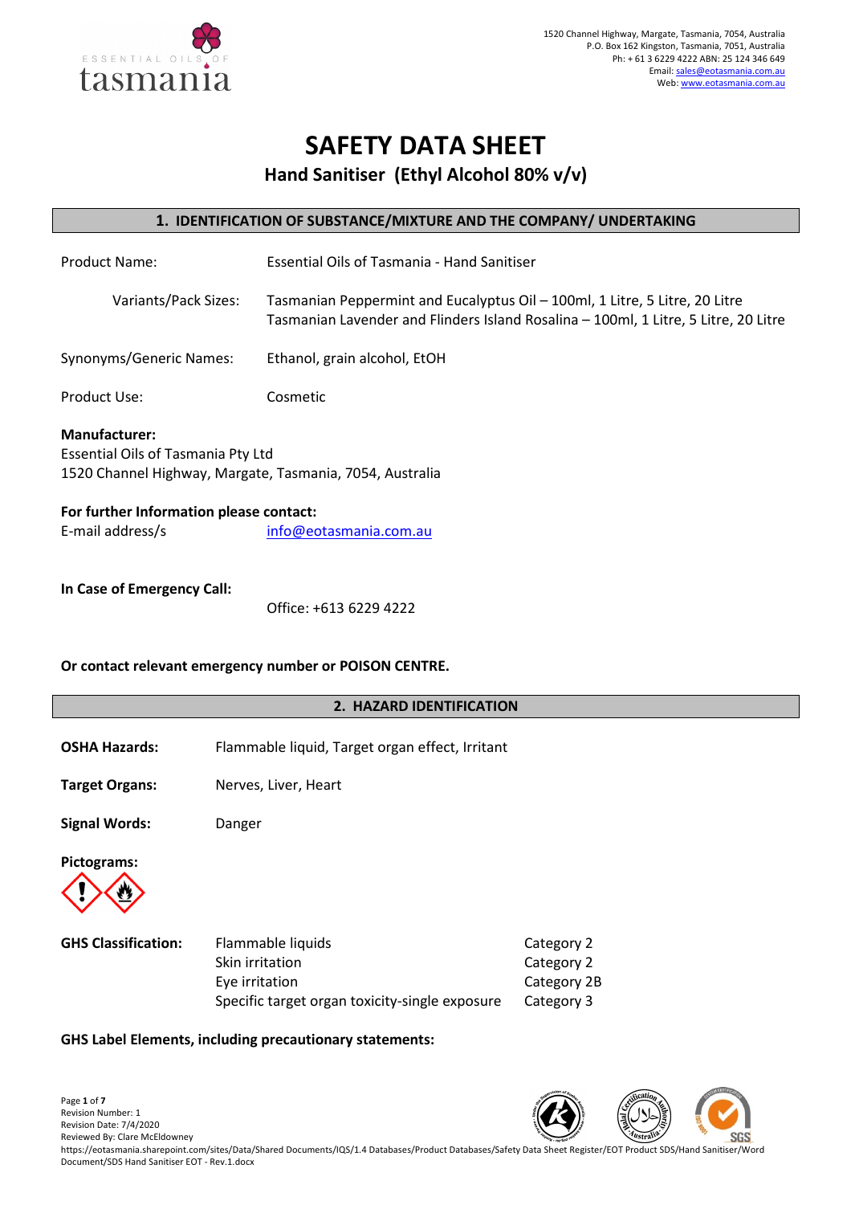1520 Channel Highway, Margate, Tasmania, 7054, Australia
P.O. Box 162 Kingston, Tasmania, 7051, Australia
Ph: + 61 3 6229 4222 ABN: 25 124 346 649
Email: sales@eotasmania.com.au
Web: www.eotasmania.com.au

# SAFETY DATA SHEET

## Hand Sanitiser (Ethyl Alcohol 80% v/v)

## 1. IDENTIFICATION OF SUBSTANCE/MIXTURE AND THE COMPANY/ UNDERTAKING

| | |
|---|---|
| Product Name: | Essential Oils of Tasmania - Hand Sanitiser |
| Variants/Pack Sizes: | Tasmanian Peppermint and Eucalyptus Oil – 100ml, 1 Litre, 5 Litre, 20 Litre<br>Tasmanian Lavender and Flinders Island Rosalina – 100ml, 1 Litre, 5 Litre, 20 Litre |
| Synonyms/Generic Names: | Ethanol, grain alcohol, EtOH |
| Product Use: | Cosmetic |

**Manufacturer:**
Essential Oils of Tasmania Pty Ltd
1520 Channel Highway, Margate, Tasmania, 7054, Australia

**For further Information please contact:**
E-mail address/s info@eotasmania.com.au

**In Case of Emergency Call:**

Office: +613 6229 4222

**Or contact relevant emergency number or POISON CENTRE.**

## 2. HAZARD IDENTIFICATION

**OSHA Hazards:** Flammable liquid, Target organ effect, Irritant

**Target Organs:** Nerves, Liver, Heart

**Signal Words:** Danger

**Pictograms:**

**GHS Classification:**

| | |
|---|---|
| Flammable liquids | Category 2 |
| Skin irritation | Category 2 |
| Eye irritation | Category 2B |
| Specific target organ toxicity-single exposure | Category 3 |

**GHS Label Elements, including precautionary statements:**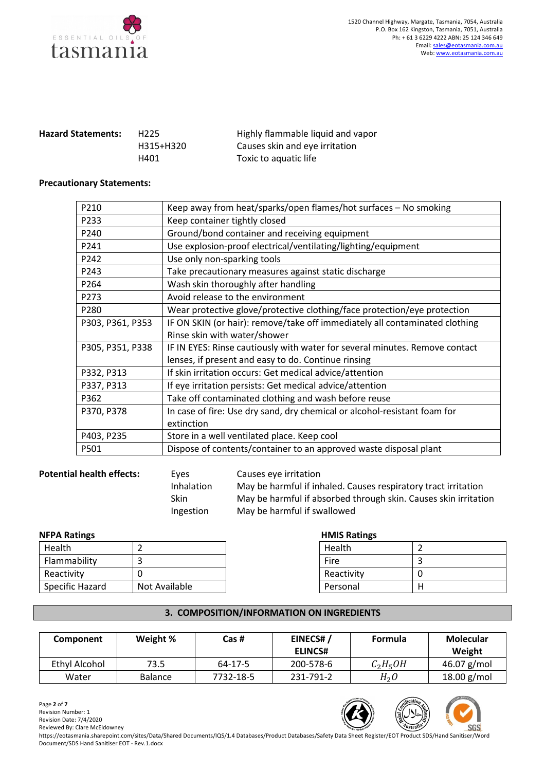**Hazard Statements:**

| | |
|---|---|
| H225 | Highly flammable liquid and vapor |
| H315+H320 | Causes skin and eye irritation |
| H401 | Toxic to aquatic life |

**Precautionary Statements:**

| | |
|---|---|
| P210 | Keep away from heat/sparks/open flames/hot surfaces – No smoking |
| P233 | Keep container tightly closed |
| P240 | Ground/bond container and receiving equipment |
| P241 | Use explosion-proof electrical/ventilating/lighting/equipment |
| P242 | Use only non-sparking tools |
| P243 | Take precautionary measures against static discharge |
| P264 | Wash skin thoroughly after handling |
| P273 | Avoid release to the environment |
| P280 | Wear protective glove/protective clothing/face protection/eye protection |
| P303, P361, P353 | IF ON SKIN (or hair): remove/take off immediately all contaminated clothing Rinse skin with water/shower |
| P305, P351, P338 | IF IN EYES: Rinse cautiously with water for several minutes. Remove contact lenses, if present and easy to do. Continue rinsing |
| P332, P313 | If skin irritation occurs: Get medical advice/attention |
| P337, P313 | If eye irritation persists: Get medical advice/attention |
| P362 | Take off contaminated clothing and wash before reuse |
| P370, P378 | In case of fire: Use dry sand, dry chemical or alcohol-resistant foam for extinction |
| P403, P235 | Store in a well ventilated place. Keep cool |
| P501 | Dispose of contents/container to an approved waste disposal plant |

**Potential health effects:**

| | |
|---|---|
| Eyes | Causes eye irritation |
| Inhalation | May be harmful if inhaled. Causes respiratory tract irritation |
| Skin | May be harmful if absorbed through skin. Causes skin irritation |
| Ingestion | May be harmful if swallowed |

**NFPA Ratings**

| | |
|---|---|
| Health | 2 |
| Flammability | 3 |
| Reactivity | 0 |
| Specific Hazard | Not Available |

**HMIS Ratings**

| | |
|---|---|
| Health | 2 |
| Fire | 3 |
| Reactivity | 0 |
| Personal | H |

## 3. COMPOSITION/INFORMATION ON INGREDIENTS

| Component | Weight % | Cas # | EINECS# / ELINCS# | Formula | Molecular Weight |
|---|---|---|---|---|---|
| Ethyl Alcohol | 73.5 | 64-17-5 | 200-578-6 | $C_2H_5OH$ | 46.07 g/mol |
| Water | Balance | 7732-18-5 | 231-791-2 | $H_2O$ | 18.00 g/mol |

Revision Number: 1
Revision Date: 7/4/2020
Reviewed By: Clare McEldowney
https://eotasmania.sharepoint.com/sites/Data/Shared Documents/IQS/1.4 Databases/Product Databases/Safety Data Sheet Register/EOT Product SDS/Hand Sanitiser/Word Document/SDS Hand Sanitiser EOT - Rev.1.docx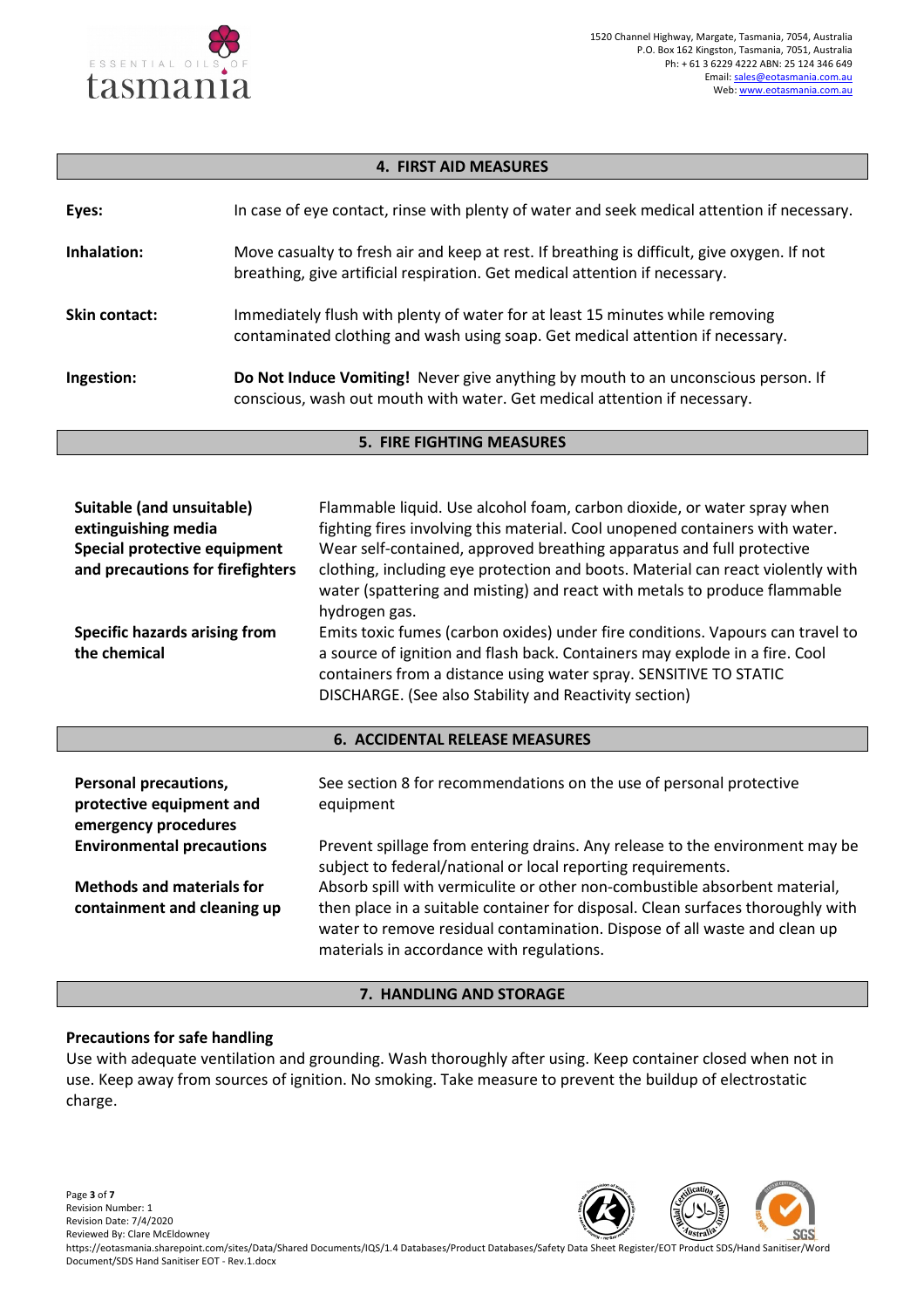## 4. FIRST AID MEASURES

| | |
|---|---|
| **Eyes:** | In case of eye contact, rinse with plenty of water and seek medical attention if necessary. |
| **Inhalation:** | Move casualty to fresh air and keep at rest. If breathing is difficult, give oxygen. If not breathing, give artificial respiration. Get medical attention if necessary. |
| **Skin contact:** | Immediately flush with plenty of water for at least 15 minutes while removing contaminated clothing and wash using soap. Get medical attention if necessary. |
| **Ingestion:** | **Do Not Induce Vomiting!** Never give anything by mouth to an unconscious person. If conscious, wash out mouth with water. Get medical attention if necessary. |

## 5. FIRE FIGHTING MEASURES

| | |
|---|---|
| **Suitable (and unsuitable) extinguishing media**<br>**Special protective equipment and precautions for firefighters** | Flammable liquid. Use alcohol foam, carbon dioxide, or water spray when fighting fires involving this material. Cool unopened containers with water. Wear self-contained, approved breathing apparatus and full protective clothing, including eye protection and boots. Material can react violently with water (spattering and misting) and react with metals to produce flammable hydrogen gas. |
| **Specific hazards arising from the chemical** | Emits toxic fumes (carbon oxides) under fire conditions. Vapours can travel to a source of ignition and flash back. Containers may explode in a fire. Cool containers from a distance using water spray. SENSITIVE TO STATIC DISCHARGE. (See also Stability and Reactivity section) |

## 6. ACCIDENTAL RELEASE MEASURES

| | |
|---|---|
| **Personal precautions, protective equipment and emergency procedures** | See section 8 for recommendations on the use of personal protective equipment |
| **Environmental precautions** | Prevent spillage from entering drains. Any release to the environment may be subject to federal/national or local reporting requirements. |
| **Methods and materials for containment and cleaning up** | Absorb spill with vermiculite or other non-combustible absorbent material, then place in a suitable container for disposal. Clean surfaces thoroughly with water to remove residual contamination. Dispose of all waste and clean up materials in accordance with regulations. |

## 7. HANDLING AND STORAGE

**Precautions for safe handling**

Use with adequate ventilation and grounding. Wash thoroughly after using. Keep container closed when not in use. Keep away from sources of ignition. No smoking. Take measure to prevent the buildup of electrostatic charge.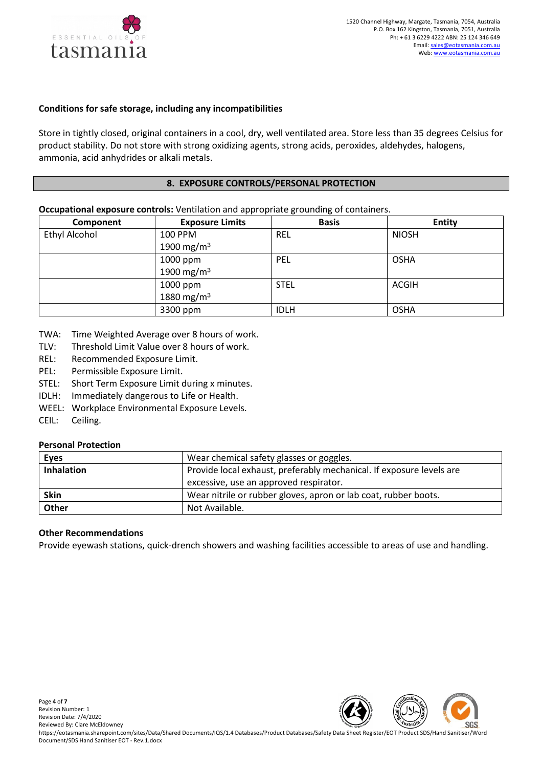#### Conditions for safe storage, including any incompatibilities

Store in tightly closed, original containers in a cool, dry, well ventilated area. Store less than 35 degrees Celsius for product stability. Do not store with strong oxidizing agents, strong acids, peroxides, aldehydes, halogens, ammonia, acid anhydrides or alkali metals.

## 8. EXPOSURE CONTROLS/PERSONAL PROTECTION

**Occupational exposure controls:** Ventilation and appropriate grounding of containers.

| Component | Exposure Limits | Basis | Entity |
|---|---|---|---|
| Ethyl Alcohol | 100 PPM<br>1900 mg/m³ | REL | NIOSH |
| | 1000 ppm<br>1900 mg/m³ | PEL | OSHA |
| | 1000 ppm<br>1880 mg/m³ | STEL | ACGIH |
| | 3300 ppm | IDLH | OSHA |

TWA: Time Weighted Average over 8 hours of work.
TLV: Threshold Limit Value over 8 hours of work.
REL: Recommended Exposure Limit.
PEL: Permissible Exposure Limit.
STEL: Short Term Exposure Limit during x minutes.
IDLH: Immediately dangerous to Life or Health.
WEEL: Workplace Environmental Exposure Levels.
CEIL: Ceiling.

#### Personal Protection

| | |
|---|---|
| **Eyes** | Wear chemical safety glasses or goggles. |
| **Inhalation** | Provide local exhaust, preferably mechanical. If exposure levels are excessive, use an approved respirator. |
| **Skin** | Wear nitrile or rubber gloves, apron or lab coat, rubber boots. |
| **Other** | Not Available. |

#### Other Recommendations

Provide eyewash stations, quick-drench showers and washing facilities accessible to areas of use and handling.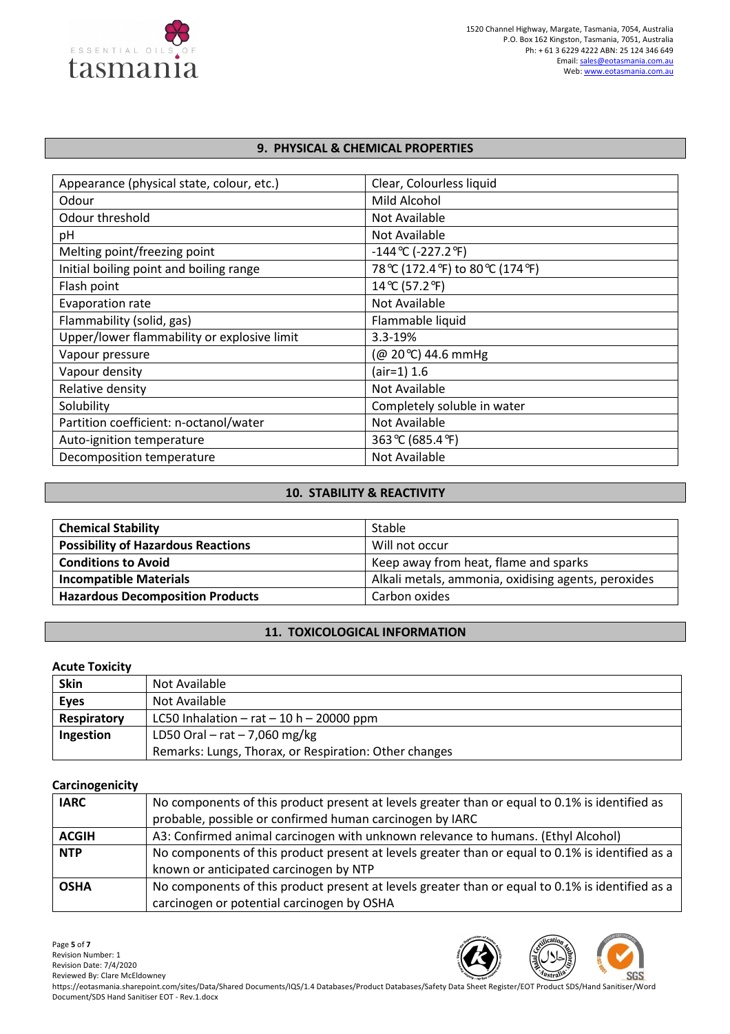## 9. PHYSICAL & CHEMICAL PROPERTIES

| | |
|---|---|
| Appearance (physical state, colour, etc.) | Clear, Colourless liquid |
| Odour | Mild Alcohol |
| Odour threshold | Not Available |
| pH | Not Available |
| Melting point/freezing point | -144℃ (-227.2℉) |
| Initial boiling point and boiling range | 78℃ (172.4℉) to 80℃ (174℉) |
| Flash point | 14℃ (57.2℉) |
| Evaporation rate | Not Available |
| Flammability (solid, gas) | Flammable liquid |
| Upper/lower flammability or explosive limit | 3.3-19% |
| Vapour pressure | (@ 20℃) 44.6 mmHg |
| Vapour density | (air=1) 1.6 |
| Relative density | Not Available |
| Solubility | Completely soluble in water |
| Partition coefficient: n-octanol/water | Not Available |
| Auto-ignition temperature | 363℃ (685.4℉) |
| Decomposition temperature | Not Available |

## 10. STABILITY & REACTIVITY

| | |
|---|---|
| **Chemical Stability** | Stable |
| **Possibility of Hazardous Reactions** | Will not occur |
| **Conditions to Avoid** | Keep away from heat, flame and sparks |
| **Incompatible Materials** | Alkali metals, ammonia, oxidising agents, peroxides |
| **Hazardous Decomposition Products** | Carbon oxides |

## 11. TOXICOLOGICAL INFORMATION

**Acute Toxicity**

| | |
|---|---|
| **Skin** | Not Available |
| **Eyes** | Not Available |
| **Respiratory** | LC50 Inhalation – rat – 10 h – 20000 ppm |
| **Ingestion** | LD50 Oral – rat – 7,060 mg/kg<br>Remarks: Lungs, Thorax, or Respiration: Other changes |

**Carcinogenicity**

| | |
|---|---|
| **IARC** | No components of this product present at levels greater than or equal to 0.1% is identified as probable, possible or confirmed human carcinogen by IARC |
| **ACGIH** | A3: Confirmed animal carcinogen with unknown relevance to humans. (Ethyl Alcohol) |
| **NTP** | No components of this product present at levels greater than or equal to 0.1% is identified as a known or anticipated carcinogen by NTP |
| **OSHA** | No components of this product present at levels greater than or equal to 0.1% is identified as a carcinogen or potential carcinogen by OSHA |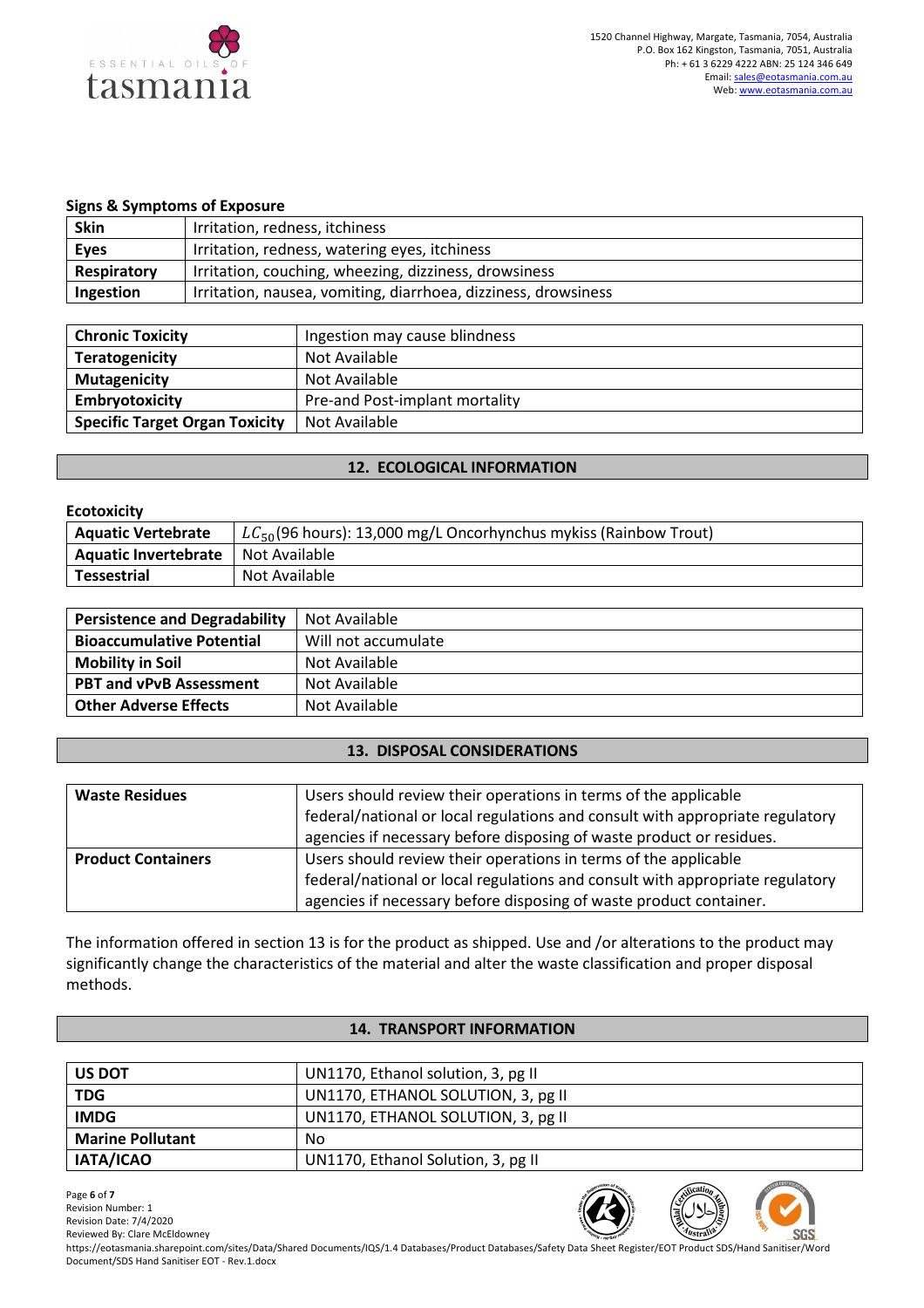**Signs & Symptoms of Exposure**

| **Skin** | Irritation, redness, itchiness |
|---|---|
| **Eyes** | Irritation, redness, watering eyes, itchiness |
| **Respiratory** | Irritation, couching, wheezing, dizziness, drowsiness |
| **Ingestion** | Irritation, nausea, vomiting, diarrhoea, dizziness, drowsiness |

| **Chronic Toxicity** | Ingestion may cause blindness |
|---|---|
| **Teratogenicity** | Not Available |
| **Mutagenicity** | Not Available |
| **Embryotoxicity** | Pre-and Post-implant mortality |
| **Specific Target Organ Toxicity** | Not Available |

## 12. ECOLOGICAL INFORMATION

**Ecotoxicity**

| **Aquatic Vertebrate** | $LC_{50}$(96 hours): 13,000 mg/L Oncorhynchus mykiss (Rainbow Trout) |
|---|---|
| **Aquatic Invertebrate** | Not Available |
| **Tessestrial** | Not Available |

| **Persistence and Degradability** | Not Available |
|---|---|
| **Bioaccumulative Potential** | Will not accumulate |
| **Mobility in Soil** | Not Available |
| **PBT and vPvB Assessment** | Not Available |
| **Other Adverse Effects** | Not Available |

## 13. DISPOSAL CONSIDERATIONS

| **Waste Residues** | Users should review their operations in terms of the applicable federal/national or local regulations and consult with appropriate regulatory agencies if necessary before disposing of waste product or residues. |
|---|---|
| **Product Containers** | Users should review their operations in terms of the applicable federal/national or local regulations and consult with appropriate regulatory agencies if necessary before disposing of waste product container. |

The information offered in section 13 is for the product as shipped. Use and /or alterations to the product may significantly change the characteristics of the material and alter the waste classification and proper disposal methods.

## 14. TRANSPORT INFORMATION

| **US DOT** | UN1170, Ethanol solution, 3, pg II |
|---|---|
| **TDG** | UN1170, ETHANOL SOLUTION, 3, pg II |
| **IMDG** | UN1170, ETHANOL SOLUTION, 3, pg II |
| **Marine Pollutant** | No |
| **IATA/ICAO** | UN1170, Ethanol Solution, 3, pg II |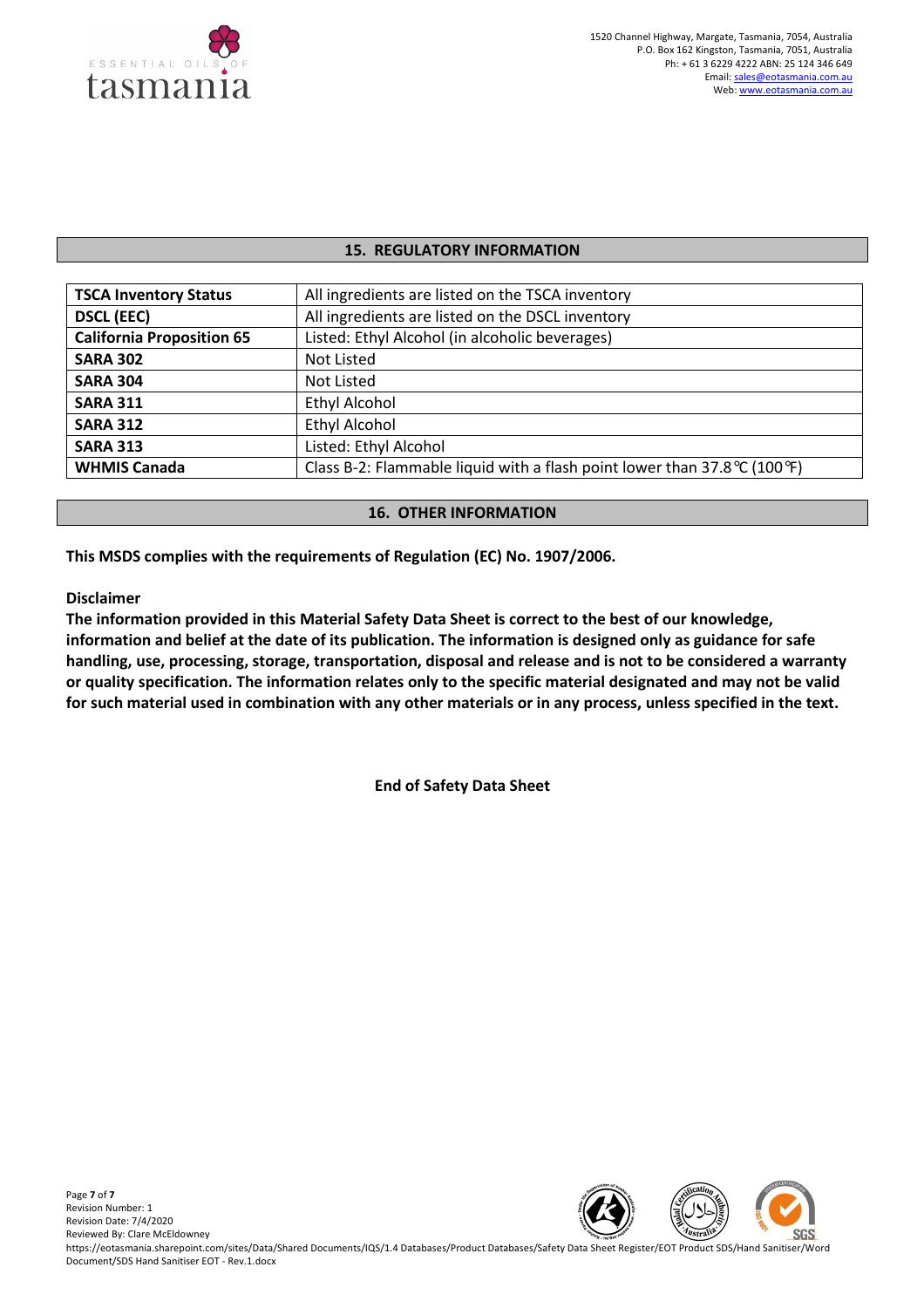## 15. REGULATORY INFORMATION

| | |
|---|---|
| **TSCA Inventory Status** | All ingredients are listed on the TSCA inventory |
| **DSCL (EEC)** | All ingredients are listed on the DSCL inventory |
| **California Proposition 65** | Listed: Ethyl Alcohol (in alcoholic beverages) |
| **SARA 302** | Not Listed |
| **SARA 304** | Not Listed |
| **SARA 311** | Ethyl Alcohol |
| **SARA 312** | Ethyl Alcohol |
| **SARA 313** | Listed: Ethyl Alcohol |
| **WHMIS Canada** | Class B-2: Flammable liquid with a flash point lower than 37.8℃ (100℉) |

## 16. OTHER INFORMATION

**This MSDS complies with the requirements of Regulation (EC) No. 1907/2006.**

**Disclaimer**

**The information provided in this Material Safety Data Sheet is correct to the best of our knowledge, information and belief at the date of its publication. The information is designed only as guidance for safe handling, use, processing, storage, transportation, disposal and release and is not to be considered a warranty or quality specification. The information relates only to the specific material designated and may not be valid for such material used in combination with any other materials or in any process, unless specified in the text.**

**End of Safety Data Sheet**